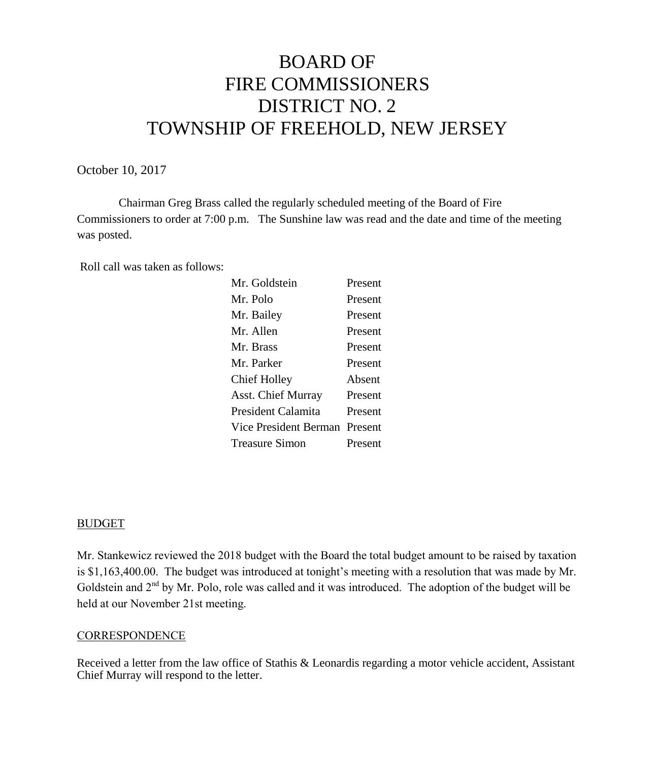# BOARD OF FIRE COMMISSIONERS DISTRICT NO. 2 TOWNSHIP OF FREEHOLD, NEW JERSEY

October 10, 2017

Chairman Greg Brass called the regularly scheduled meeting of the Board of Fire Commissioners to order at 7:00 p.m. The Sunshine law was read and the date and time of the meeting was posted.

Roll call was taken as follows:

| | |
|---|---|
| Mr. Goldstein | Present |
| Mr. Polo | Present |
| Mr. Bailey | Present |
| Mr. Allen | Present |
| Mr. Brass | Present |
| Mr. Parker | Present |
| Chief Holley | Absent |
| Asst. Chief Murray | Present |
| President Calamita | Present |
| Vice President Berman | Present |
| Treasure Simon | Present |

## BUDGET

Mr. Stankewicz reviewed the 2018 budget with the Board the total budget amount to be raised by taxation is $1,163,400.00. The budget was introduced at tonight's meeting with a resolution that was made by Mr. Goldstein and 2nd by Mr. Polo, role was called and it was introduced. The adoption of the budget will be held at our November 21st meeting.

## CORRESPONDENCE

Received a letter from the law office of Stathis & Leonardis regarding a motor vehicle accident, Assistant Chief Murray will respond to the letter.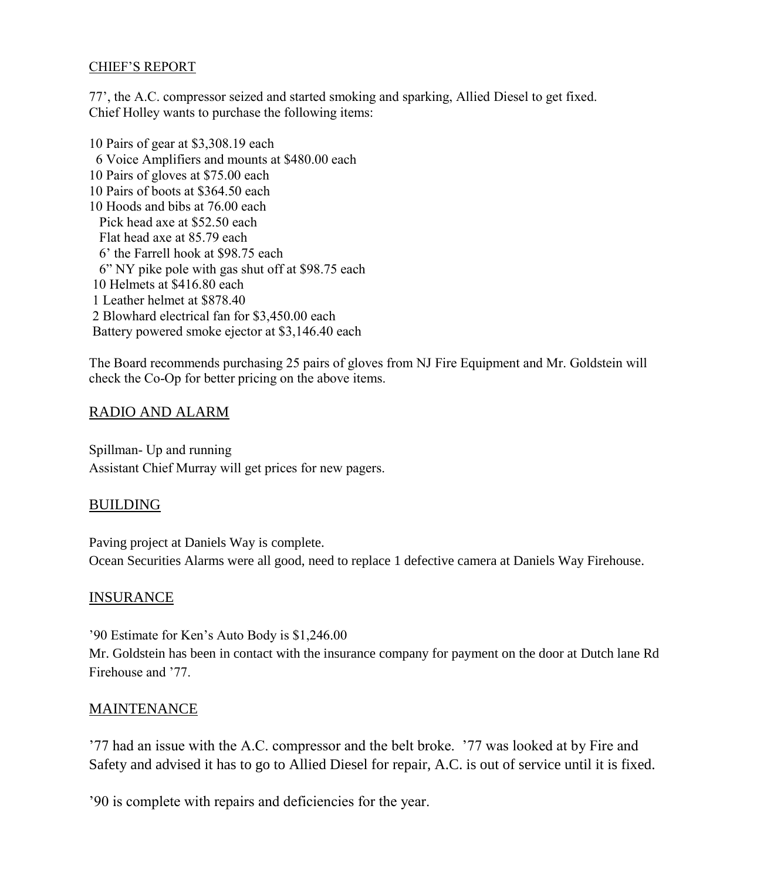## CHIEF'S REPORT

77', the A.C. compressor seized and started smoking and sparking, Allied Diesel to get fixed.
Chief Holley wants to purchase the following items:

10 Pairs of gear at $3,308.19 each
6 Voice Amplifiers and mounts at $480.00 each
10 Pairs of gloves at $75.00 each
10 Pairs of boots at $364.50 each
10 Hoods and bibs at 76.00 each
Pick head axe at $52.50 each
Flat head axe at 85.79 each
6' the Farrell hook at $98.75 each
6" NY pike pole with gas shut off at $98.75 each
10 Helmets at $416.80 each
1 Leather helmet at $878.40
2 Blowhard electrical fan for $3,450.00 each
Battery powered smoke ejector at $3,146.40 each

The Board recommends purchasing 25 pairs of gloves from NJ Fire Equipment and Mr. Goldstein will check the Co-Op for better pricing on the above items.

## RADIO AND ALARM

Spillman- Up and running
Assistant Chief Murray will get prices for new pagers.

## BUILDING

Paving project at Daniels Way is complete.
Ocean Securities Alarms were all good, need to replace 1 defective camera at Daniels Way Firehouse.

## INSURANCE

'90 Estimate for Ken's Auto Body is $1,246.00
Mr. Goldstein has been in contact with the insurance company for payment on the door at Dutch lane Rd Firehouse and '77.

## MAINTENANCE

'77 had an issue with the A.C. compressor and the belt broke. '77 was looked at by Fire and Safety and advised it has to go to Allied Diesel for repair, A.C. is out of service until it is fixed.

'90 is complete with repairs and deficiencies for the year.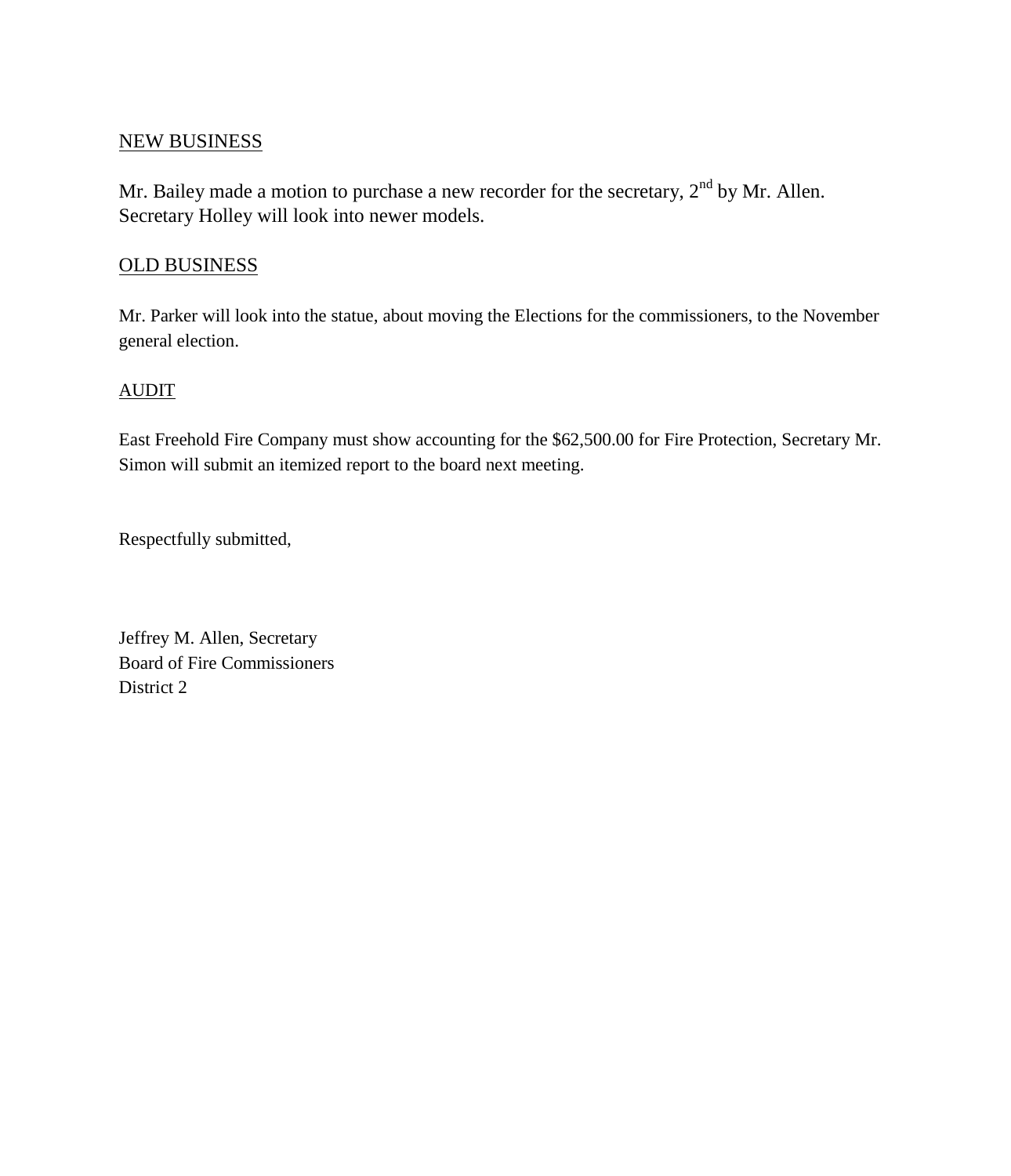NEW BUSINESS

Mr. Bailey made a motion to purchase a new recorder for the secretary, 2nd by Mr. Allen. Secretary Holley will look into newer models.

OLD BUSINESS

Mr. Parker will look into the statue, about moving the Elections for the commissioners, to the November general election.

AUDIT

East Freehold Fire Company must show accounting for the $62,500.00 for Fire Protection, Secretary Mr. Simon will submit an itemized report to the board next meeting.

Respectfully submitted,

Jeffrey M. Allen, Secretary
Board of Fire Commissioners
District 2